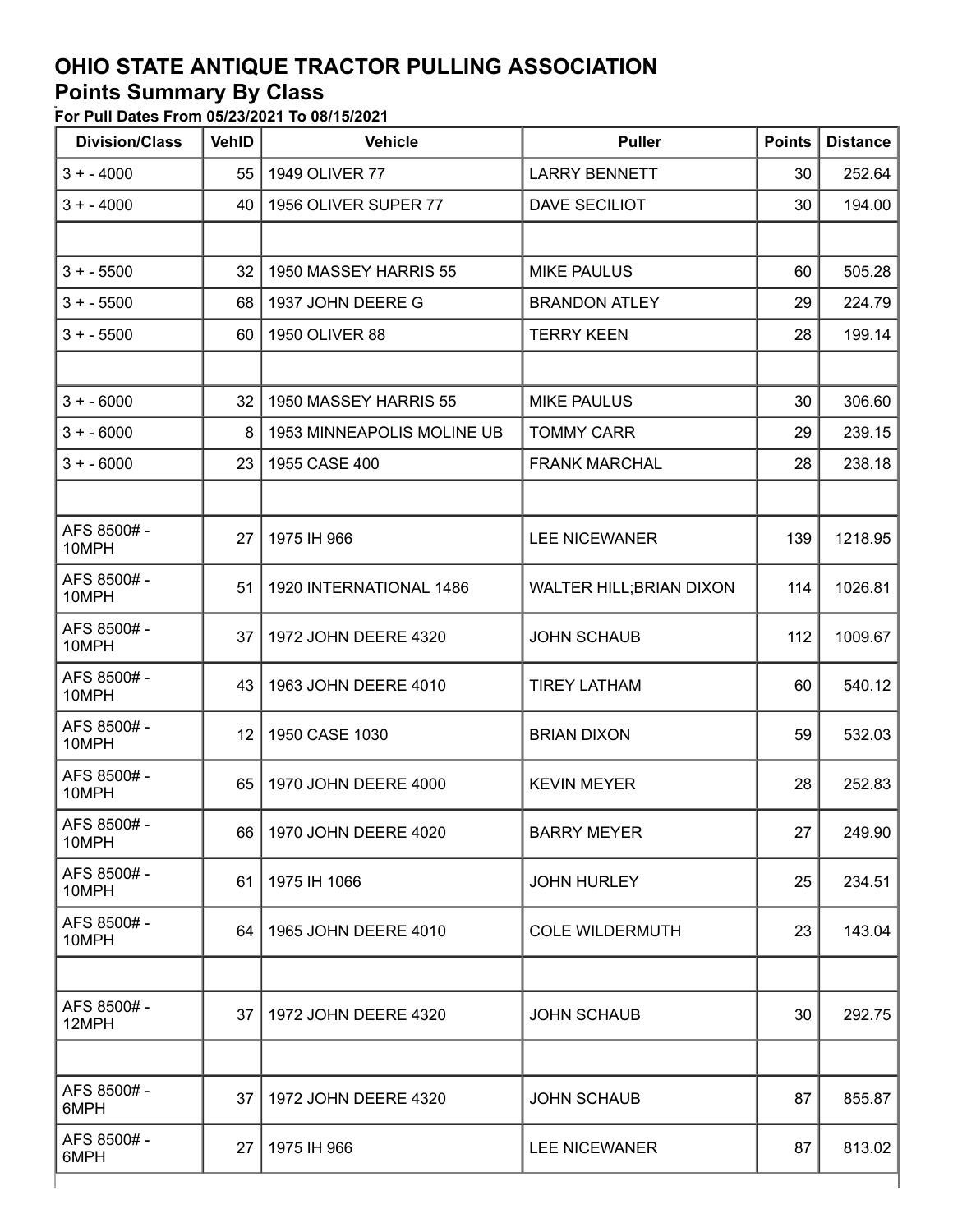# OHIO STATE ANTIQUE TRACTOR PULLING ASSOCIATION

## Points Summary By Class

**For Pull Dates From 05/23/2021 To 08/15/2021**

| Division/Class | VehID | Vehicle | Puller | Points | Distance |
|---|---|---|---|---|---|
| 3 + - 4000 | 55 | 1949 OLIVER 77 | LARRY BENNETT | 30 | 252.64 |
| 3 + - 4000 | 40 | 1956 OLIVER SUPER 77 | DAVE SECILIOT | 30 | 194.00 |
| | | | | | |
| 3 + - 5500 | 32 | 1950 MASSEY HARRIS 55 | MIKE PAULUS | 60 | 505.28 |
| 3 + - 5500 | 68 | 1937 JOHN DEERE G | BRANDON ATLEY | 29 | 224.79 |
| 3 + - 5500 | 60 | 1950 OLIVER 88 | TERRY KEEN | 28 | 199.14 |
| | | | | | |
| 3 + - 6000 | 32 | 1950 MASSEY HARRIS 55 | MIKE PAULUS | 30 | 306.60 |
| 3 + - 6000 | 8 | 1953 MINNEAPOLIS MOLINE UB | TOMMY CARR | 29 | 239.15 |
| 3 + - 6000 | 23 | 1955 CASE 400 | FRANK MARCHAL | 28 | 238.18 |
| | | | | | |
| AFS 8500# - 10MPH | 27 | 1975 IH 966 | LEE NICEWANER | 139 | 1218.95 |
| AFS 8500# - 10MPH | 51 | 1920 INTERNATIONAL 1486 | WALTER HILL;BRIAN DIXON | 114 | 1026.81 |
| AFS 8500# - 10MPH | 37 | 1972 JOHN DEERE 4320 | JOHN SCHAUB | 112 | 1009.67 |
| AFS 8500# - 10MPH | 43 | 1963 JOHN DEERE 4010 | TIREY LATHAM | 60 | 540.12 |
| AFS 8500# - 10MPH | 12 | 1950 CASE 1030 | BRIAN DIXON | 59 | 532.03 |
| AFS 8500# - 10MPH | 65 | 1970 JOHN DEERE 4000 | KEVIN MEYER | 28 | 252.83 |
| AFS 8500# - 10MPH | 66 | 1970 JOHN DEERE 4020 | BARRY MEYER | 27 | 249.90 |
| AFS 8500# - 10MPH | 61 | 1975 IH 1066 | JOHN HURLEY | 25 | 234.51 |
| AFS 8500# - 10MPH | 64 | 1965 JOHN DEERE 4010 | COLE WILDERMUTH | 23 | 143.04 |
| | | | | | |
| AFS 8500# - 12MPH | 37 | 1972 JOHN DEERE 4320 | JOHN SCHAUB | 30 | 292.75 |
| | | | | | |
| AFS 8500# - 6MPH | 37 | 1972 JOHN DEERE 4320 | JOHN SCHAUB | 87 | 855.87 |
| AFS 8500# - 6MPH | 27 | 1975 IH 966 | LEE NICEWANER | 87 | 813.02 |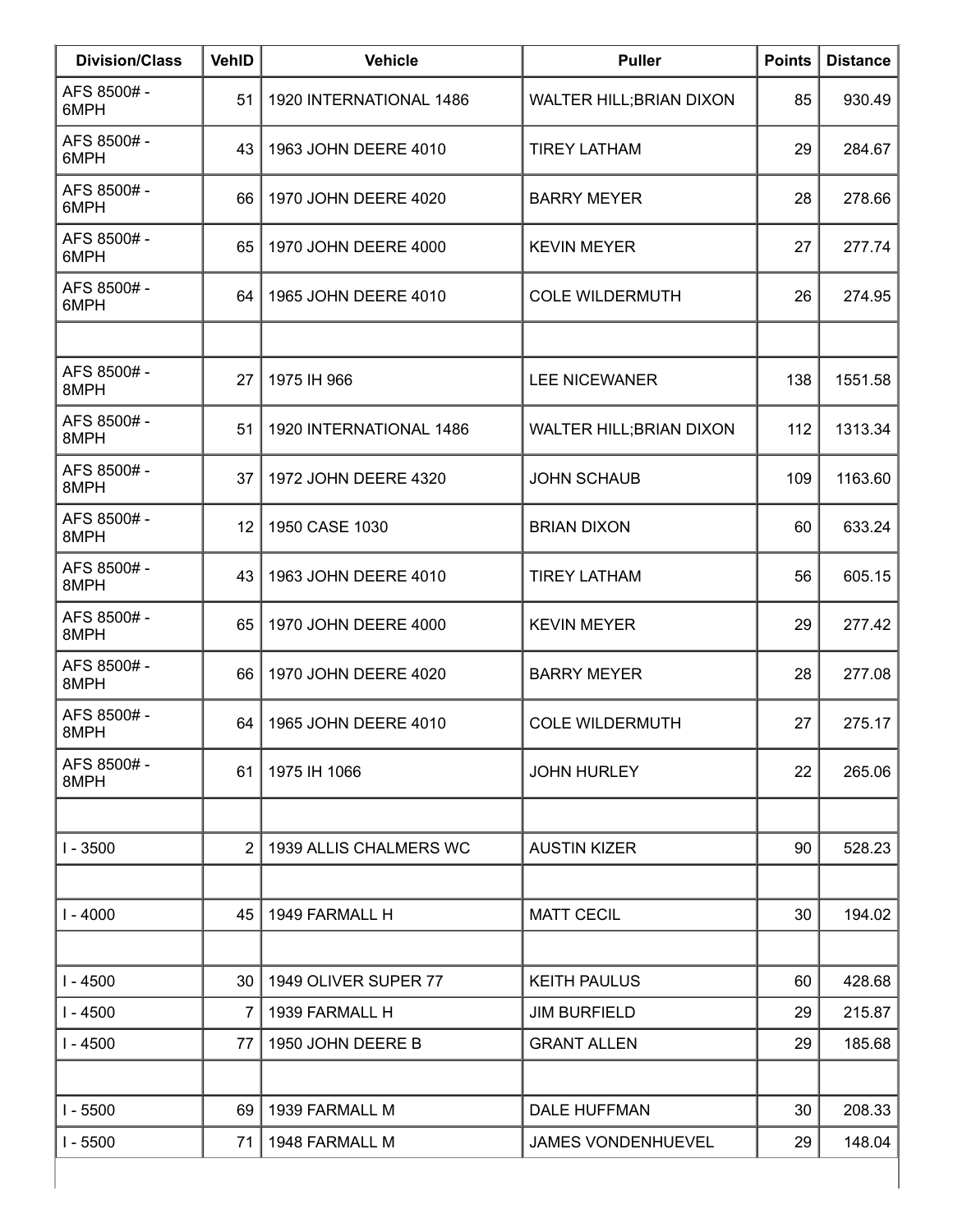| Division/Class | VehID | Vehicle | Puller | Points | Distance |
|---|---|---|---|---|---|
| AFS 8500# - 6MPH | 51 | 1920 INTERNATIONAL 1486 | WALTER HILL;BRIAN DIXON | 85 | 930.49 |
| AFS 8500# - 6MPH | 43 | 1963 JOHN DEERE 4010 | TIREY LATHAM | 29 | 284.67 |
| AFS 8500# - 6MPH | 66 | 1970 JOHN DEERE 4020 | BARRY MEYER | 28 | 278.66 |
| AFS 8500# - 6MPH | 65 | 1970 JOHN DEERE 4000 | KEVIN MEYER | 27 | 277.74 |
| AFS 8500# - 6MPH | 64 | 1965 JOHN DEERE 4010 | COLE WILDERMUTH | 26 | 274.95 |
| | | | | | |
| AFS 8500# - 8MPH | 27 | 1975 IH 966 | LEE NICEWANER | 138 | 1551.58 |
| AFS 8500# - 8MPH | 51 | 1920 INTERNATIONAL 1486 | WALTER HILL;BRIAN DIXON | 112 | 1313.34 |
| AFS 8500# - 8MPH | 37 | 1972 JOHN DEERE 4320 | JOHN SCHAUB | 109 | 1163.60 |
| AFS 8500# - 8MPH | 12 | 1950 CASE 1030 | BRIAN DIXON | 60 | 633.24 |
| AFS 8500# - 8MPH | 43 | 1963 JOHN DEERE 4010 | TIREY LATHAM | 56 | 605.15 |
| AFS 8500# - 8MPH | 65 | 1970 JOHN DEERE 4000 | KEVIN MEYER | 29 | 277.42 |
| AFS 8500# - 8MPH | 66 | 1970 JOHN DEERE 4020 | BARRY MEYER | 28 | 277.08 |
| AFS 8500# - 8MPH | 64 | 1965 JOHN DEERE 4010 | COLE WILDERMUTH | 27 | 275.17 |
| AFS 8500# - 8MPH | 61 | 1975 IH 1066 | JOHN HURLEY | 22 | 265.06 |
| | | | | | |
| I - 3500 | 2 | 1939 ALLIS CHALMERS WC | AUSTIN KIZER | 90 | 528.23 |
| | | | | | |
| I - 4000 | 45 | 1949 FARMALL H | MATT CECIL | 30 | 194.02 |
| | | | | | |
| I - 4500 | 30 | 1949 OLIVER SUPER 77 | KEITH PAULUS | 60 | 428.68 |
| I - 4500 | 7 | 1939 FARMALL H | JIM BURFIELD | 29 | 215.87 |
| I - 4500 | 77 | 1950 JOHN DEERE B | GRANT ALLEN | 29 | 185.68 |
| | | | | | |
| I - 5500 | 69 | 1939 FARMALL M | DALE HUFFMAN | 30 | 208.33 |
| I - 5500 | 71 | 1948 FARMALL M | JAMES VONDENHUEVEL | 29 | 148.04 |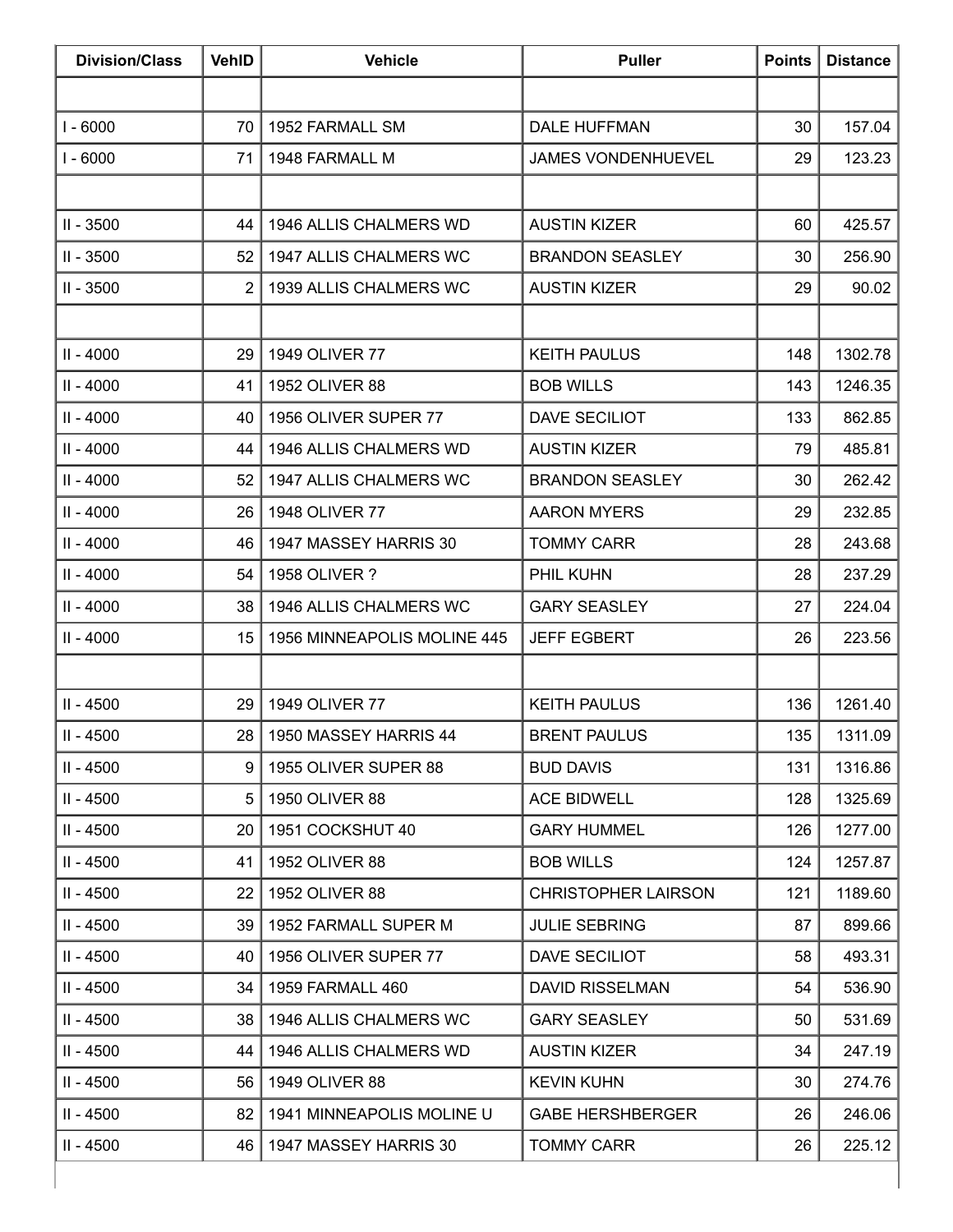| Division/Class | VehID | Vehicle | Puller | Points | Distance |
|---|---|---|---|---|---|
| | | | | | |
| I - 6000 | 70 | 1952 FARMALL SM | DALE HUFFMAN | 30 | 157.04 |
| I - 6000 | 71 | 1948 FARMALL M | JAMES VONDENHUEVEL | 29 | 123.23 |
| | | | | | |
| II - 3500 | 44 | 1946 ALLIS CHALMERS WD | AUSTIN KIZER | 60 | 425.57 |
| II - 3500 | 52 | 1947 ALLIS CHALMERS WC | BRANDON SEASLEY | 30 | 256.90 |
| II - 3500 | 2 | 1939 ALLIS CHALMERS WC | AUSTIN KIZER | 29 | 90.02 |
| | | | | | |
| II - 4000 | 29 | 1949 OLIVER 77 | KEITH PAULUS | 148 | 1302.78 |
| II - 4000 | 41 | 1952 OLIVER 88 | BOB WILLS | 143 | 1246.35 |
| II - 4000 | 40 | 1956 OLIVER SUPER 77 | DAVE SECILIOT | 133 | 862.85 |
| II - 4000 | 44 | 1946 ALLIS CHALMERS WD | AUSTIN KIZER | 79 | 485.81 |
| II - 4000 | 52 | 1947 ALLIS CHALMERS WC | BRANDON SEASLEY | 30 | 262.42 |
| II - 4000 | 26 | 1948 OLIVER 77 | AARON MYERS | 29 | 232.85 |
| II - 4000 | 46 | 1947 MASSEY HARRIS 30 | TOMMY CARR | 28 | 243.68 |
| II - 4000 | 54 | 1958 OLIVER ? | PHIL KUHN | 28 | 237.29 |
| II - 4000 | 38 | 1946 ALLIS CHALMERS WC | GARY SEASLEY | 27 | 224.04 |
| II - 4000 | 15 | 1956 MINNEAPOLIS MOLINE 445 | JEFF EGBERT | 26 | 223.56 |
| | | | | | |
| II - 4500 | 29 | 1949 OLIVER 77 | KEITH PAULUS | 136 | 1261.40 |
| II - 4500 | 28 | 1950 MASSEY HARRIS 44 | BRENT PAULUS | 135 | 1311.09 |
| II - 4500 | 9 | 1955 OLIVER SUPER 88 | BUD DAVIS | 131 | 1316.86 |
| II - 4500 | 5 | 1950 OLIVER 88 | ACE BIDWELL | 128 | 1325.69 |
| II - 4500 | 20 | 1951 COCKSHUT 40 | GARY HUMMEL | 126 | 1277.00 |
| II - 4500 | 41 | 1952 OLIVER 88 | BOB WILLS | 124 | 1257.87 |
| II - 4500 | 22 | 1952 OLIVER 88 | CHRISTOPHER LAIRSON | 121 | 1189.60 |
| II - 4500 | 39 | 1952 FARMALL SUPER M | JULIE SEBRING | 87 | 899.66 |
| II - 4500 | 40 | 1956 OLIVER SUPER 77 | DAVE SECILIOT | 58 | 493.31 |
| II - 4500 | 34 | 1959 FARMALL 460 | DAVID RISSELMAN | 54 | 536.90 |
| II - 4500 | 38 | 1946 ALLIS CHALMERS WC | GARY SEASLEY | 50 | 531.69 |
| II - 4500 | 44 | 1946 ALLIS CHALMERS WD | AUSTIN KIZER | 34 | 247.19 |
| II - 4500 | 56 | 1949 OLIVER 88 | KEVIN KUHN | 30 | 274.76 |
| II - 4500 | 82 | 1941 MINNEAPOLIS MOLINE U | GABE HERSHBERGER | 26 | 246.06 |
| II - 4500 | 46 | 1947 MASSEY HARRIS 30 | TOMMY CARR | 26 | 225.12 |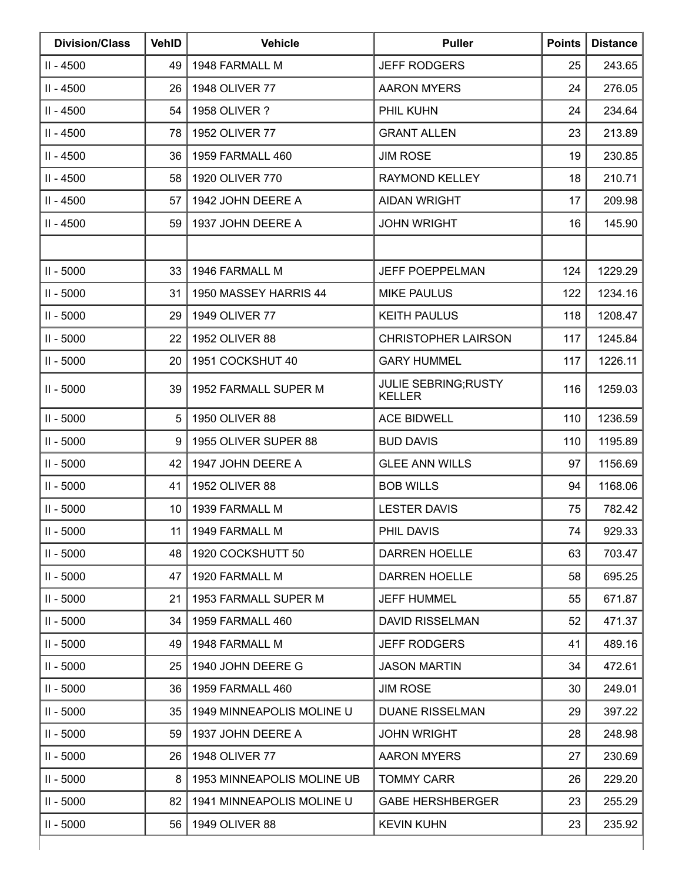| Division/Class | VehID | Vehicle | Puller | Points | Distance |
|---|---|---|---|---|---|
| II - 4500 | 49 | 1948 FARMALL M | JEFF RODGERS | 25 | 243.65 |
| II - 4500 | 26 | 1948 OLIVER 77 | AARON MYERS | 24 | 276.05 |
| II - 4500 | 54 | 1958 OLIVER ? | PHIL KUHN | 24 | 234.64 |
| II - 4500 | 78 | 1952 OLIVER 77 | GRANT ALLEN | 23 | 213.89 |
| II - 4500 | 36 | 1959 FARMALL 460 | JIM ROSE | 19 | 230.85 |
| II - 4500 | 58 | 1920 OLIVER 770 | RAYMOND KELLEY | 18 | 210.71 |
| II - 4500 | 57 | 1942 JOHN DEERE A | AIDAN WRIGHT | 17 | 209.98 |
| II - 4500 | 59 | 1937 JOHN DEERE A | JOHN WRIGHT | 16 | 145.90 |
| | | | | | |
| II - 5000 | 33 | 1946 FARMALL M | JEFF POEPPELMAN | 124 | 1229.29 |
| II - 5000 | 31 | 1950 MASSEY HARRIS 44 | MIKE PAULUS | 122 | 1234.16 |
| II - 5000 | 29 | 1949 OLIVER 77 | KEITH PAULUS | 118 | 1208.47 |
| II - 5000 | 22 | 1952 OLIVER 88 | CHRISTOPHER LAIRSON | 117 | 1245.84 |
| II - 5000 | 20 | 1951 COCKSHUT 40 | GARY HUMMEL | 117 | 1226.11 |
| II - 5000 | 39 | 1952 FARMALL SUPER M | JULIE SEBRING;RUSTY KELLER | 116 | 1259.03 |
| II - 5000 | 5 | 1950 OLIVER 88 | ACE BIDWELL | 110 | 1236.59 |
| II - 5000 | 9 | 1955 OLIVER SUPER 88 | BUD DAVIS | 110 | 1195.89 |
| II - 5000 | 42 | 1947 JOHN DEERE A | GLEE ANN WILLS | 97 | 1156.69 |
| II - 5000 | 41 | 1952 OLIVER 88 | BOB WILLS | 94 | 1168.06 |
| II - 5000 | 10 | 1939 FARMALL M | LESTER DAVIS | 75 | 782.42 |
| II - 5000 | 11 | 1949 FARMALL M | PHIL DAVIS | 74 | 929.33 |
| II - 5000 | 48 | 1920 COCKSHUTT 50 | DARREN HOELLE | 63 | 703.47 |
| II - 5000 | 47 | 1920 FARMALL M | DARREN HOELLE | 58 | 695.25 |
| II - 5000 | 21 | 1953 FARMALL SUPER M | JEFF HUMMEL | 55 | 671.87 |
| II - 5000 | 34 | 1959 FARMALL 460 | DAVID RISSELMAN | 52 | 471.37 |
| II - 5000 | 49 | 1948 FARMALL M | JEFF RODGERS | 41 | 489.16 |
| II - 5000 | 25 | 1940 JOHN DEERE G | JASON MARTIN | 34 | 472.61 |
| II - 5000 | 36 | 1959 FARMALL 460 | JIM ROSE | 30 | 249.01 |
| II - 5000 | 35 | 1949 MINNEAPOLIS MOLINE U | DUANE RISSELMAN | 29 | 397.22 |
| II - 5000 | 59 | 1937 JOHN DEERE A | JOHN WRIGHT | 28 | 248.98 |
| II - 5000 | 26 | 1948 OLIVER 77 | AARON MYERS | 27 | 230.69 |
| II - 5000 | 8 | 1953 MINNEAPOLIS MOLINE UB | TOMMY CARR | 26 | 229.20 |
| II - 5000 | 82 | 1941 MINNEAPOLIS MOLINE U | GABE HERSHBERGER | 23 | 255.29 |
| II - 5000 | 56 | 1949 OLIVER 88 | KEVIN KUHN | 23 | 235.92 |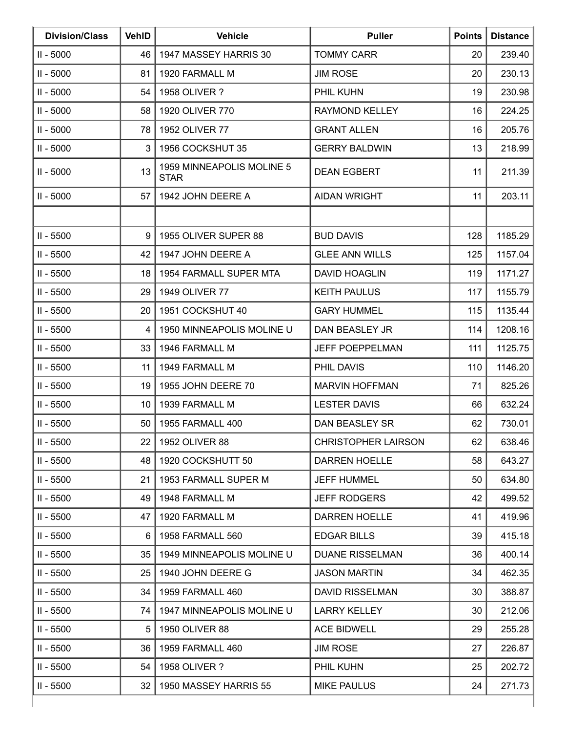| Division/Class | VehID | Vehicle | Puller | Points | Distance |
|---|---|---|---|---|---|
| II - 5000 | 46 | 1947 MASSEY HARRIS 30 | TOMMY CARR | 20 | 239.40 |
| II - 5000 | 81 | 1920 FARMALL M | JIM ROSE | 20 | 230.13 |
| II - 5000 | 54 | 1958 OLIVER ? | PHIL KUHN | 19 | 230.98 |
| II - 5000 | 58 | 1920 OLIVER 770 | RAYMOND KELLEY | 16 | 224.25 |
| II - 5000 | 78 | 1952 OLIVER 77 | GRANT ALLEN | 16 | 205.76 |
| II - 5000 | 3 | 1956 COCKSHUT 35 | GERRY BALDWIN | 13 | 218.99 |
| II - 5000 | 13 | 1959 MINNEAPOLIS MOLINE 5 STAR | DEAN EGBERT | 11 | 211.39 |
| II - 5000 | 57 | 1942 JOHN DEERE A | AIDAN WRIGHT | 11 | 203.11 |
| | | | | | |
| II - 5500 | 9 | 1955 OLIVER SUPER 88 | BUD DAVIS | 128 | 1185.29 |
| II - 5500 | 42 | 1947 JOHN DEERE A | GLEE ANN WILLS | 125 | 1157.04 |
| II - 5500 | 18 | 1954 FARMALL SUPER MTA | DAVID HOAGLIN | 119 | 1171.27 |
| II - 5500 | 29 | 1949 OLIVER 77 | KEITH PAULUS | 117 | 1155.79 |
| II - 5500 | 20 | 1951 COCKSHUT 40 | GARY HUMMEL | 115 | 1135.44 |
| II - 5500 | 4 | 1950 MINNEAPOLIS MOLINE U | DAN BEASLEY JR | 114 | 1208.16 |
| II - 5500 | 33 | 1946 FARMALL M | JEFF POEPPELMAN | 111 | 1125.75 |
| II - 5500 | 11 | 1949 FARMALL M | PHIL DAVIS | 110 | 1146.20 |
| II - 5500 | 19 | 1955 JOHN DEERE 70 | MARVIN HOFFMAN | 71 | 825.26 |
| II - 5500 | 10 | 1939 FARMALL M | LESTER DAVIS | 66 | 632.24 |
| II - 5500 | 50 | 1955 FARMALL 400 | DAN BEASLEY SR | 62 | 730.01 |
| II - 5500 | 22 | 1952 OLIVER 88 | CHRISTOPHER LAIRSON | 62 | 638.46 |
| II - 5500 | 48 | 1920 COCKSHUTT 50 | DARREN HOELLE | 58 | 643.27 |
| II - 5500 | 21 | 1953 FARMALL SUPER M | JEFF HUMMEL | 50 | 634.80 |
| II - 5500 | 49 | 1948 FARMALL M | JEFF RODGERS | 42 | 499.52 |
| II - 5500 | 47 | 1920 FARMALL M | DARREN HOELLE | 41 | 419.96 |
| II - 5500 | 6 | 1958 FARMALL 560 | EDGAR BILLS | 39 | 415.18 |
| II - 5500 | 35 | 1949 MINNEAPOLIS MOLINE U | DUANE RISSELMAN | 36 | 400.14 |
| II - 5500 | 25 | 1940 JOHN DEERE G | JASON MARTIN | 34 | 462.35 |
| II - 5500 | 34 | 1959 FARMALL 460 | DAVID RISSELMAN | 30 | 388.87 |
| II - 5500 | 74 | 1947 MINNEAPOLIS MOLINE U | LARRY KELLEY | 30 | 212.06 |
| II - 5500 | 5 | 1950 OLIVER 88 | ACE BIDWELL | 29 | 255.28 |
| II - 5500 | 36 | 1959 FARMALL 460 | JIM ROSE | 27 | 226.87 |
| II - 5500 | 54 | 1958 OLIVER ? | PHIL KUHN | 25 | 202.72 |
| II - 5500 | 32 | 1950 MASSEY HARRIS 55 | MIKE PAULUS | 24 | 271.73 |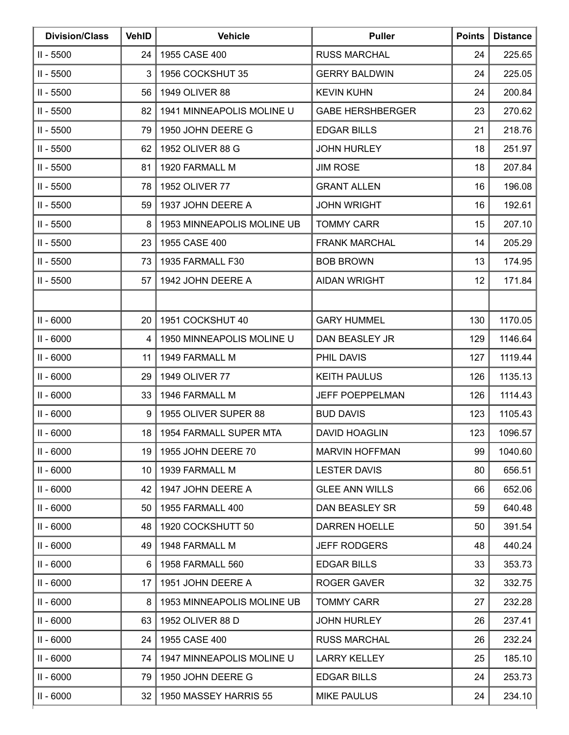| Division/Class | VehID | Vehicle | Puller | Points | Distance |
|---|---|---|---|---|---|
| II - 5500 | 24 | 1955 CASE 400 | RUSS MARCHAL | 24 | 225.65 |
| II - 5500 | 3 | 1956 COCKSHUT 35 | GERRY BALDWIN | 24 | 225.05 |
| II - 5500 | 56 | 1949 OLIVER 88 | KEVIN KUHN | 24 | 200.84 |
| II - 5500 | 82 | 1941 MINNEAPOLIS MOLINE U | GABE HERSHBERGER | 23 | 270.62 |
| II - 5500 | 79 | 1950 JOHN DEERE G | EDGAR BILLS | 21 | 218.76 |
| II - 5500 | 62 | 1952 OLIVER 88 G | JOHN HURLEY | 18 | 251.97 |
| II - 5500 | 81 | 1920 FARMALL M | JIM ROSE | 18 | 207.84 |
| II - 5500 | 78 | 1952 OLIVER 77 | GRANT ALLEN | 16 | 196.08 |
| II - 5500 | 59 | 1937 JOHN DEERE A | JOHN WRIGHT | 16 | 192.61 |
| II - 5500 | 8 | 1953 MINNEAPOLIS MOLINE UB | TOMMY CARR | 15 | 207.10 |
| II - 5500 | 23 | 1955 CASE 400 | FRANK MARCHAL | 14 | 205.29 |
| II - 5500 | 73 | 1935 FARMALL F30 | BOB BROWN | 13 | 174.95 |
| II - 5500 | 57 | 1942 JOHN DEERE A | AIDAN WRIGHT | 12 | 171.84 |
| | | | | | |
| II - 6000 | 20 | 1951 COCKSHUT 40 | GARY HUMMEL | 130 | 1170.05 |
| II - 6000 | 4 | 1950 MINNEAPOLIS MOLINE U | DAN BEASLEY JR | 129 | 1146.64 |
| II - 6000 | 11 | 1949 FARMALL M | PHIL DAVIS | 127 | 1119.44 |
| II - 6000 | 29 | 1949 OLIVER 77 | KEITH PAULUS | 126 | 1135.13 |
| II - 6000 | 33 | 1946 FARMALL M | JEFF POEPPELMAN | 126 | 1114.43 |
| II - 6000 | 9 | 1955 OLIVER SUPER 88 | BUD DAVIS | 123 | 1105.43 |
| II - 6000 | 18 | 1954 FARMALL SUPER MTA | DAVID HOAGLIN | 123 | 1096.57 |
| II - 6000 | 19 | 1955 JOHN DEERE 70 | MARVIN HOFFMAN | 99 | 1040.60 |
| II - 6000 | 10 | 1939 FARMALL M | LESTER DAVIS | 80 | 656.51 |
| II - 6000 | 42 | 1947 JOHN DEERE A | GLEE ANN WILLS | 66 | 652.06 |
| II - 6000 | 50 | 1955 FARMALL 400 | DAN BEASLEY SR | 59 | 640.48 |
| II - 6000 | 48 | 1920 COCKSHUTT 50 | DARREN HOELLE | 50 | 391.54 |
| II - 6000 | 49 | 1948 FARMALL M | JEFF RODGERS | 48 | 440.24 |
| II - 6000 | 6 | 1958 FARMALL 560 | EDGAR BILLS | 33 | 353.73 |
| II - 6000 | 17 | 1951 JOHN DEERE A | ROGER GAVER | 32 | 332.75 |
| II - 6000 | 8 | 1953 MINNEAPOLIS MOLINE UB | TOMMY CARR | 27 | 232.28 |
| II - 6000 | 63 | 1952 OLIVER 88 D | JOHN HURLEY | 26 | 237.41 |
| II - 6000 | 24 | 1955 CASE 400 | RUSS MARCHAL | 26 | 232.24 |
| II - 6000 | 74 | 1947 MINNEAPOLIS MOLINE U | LARRY KELLEY | 25 | 185.10 |
| II - 6000 | 79 | 1950 JOHN DEERE G | EDGAR BILLS | 24 | 253.73 |
| II - 6000 | 32 | 1950 MASSEY HARRIS 55 | MIKE PAULUS | 24 | 234.10 |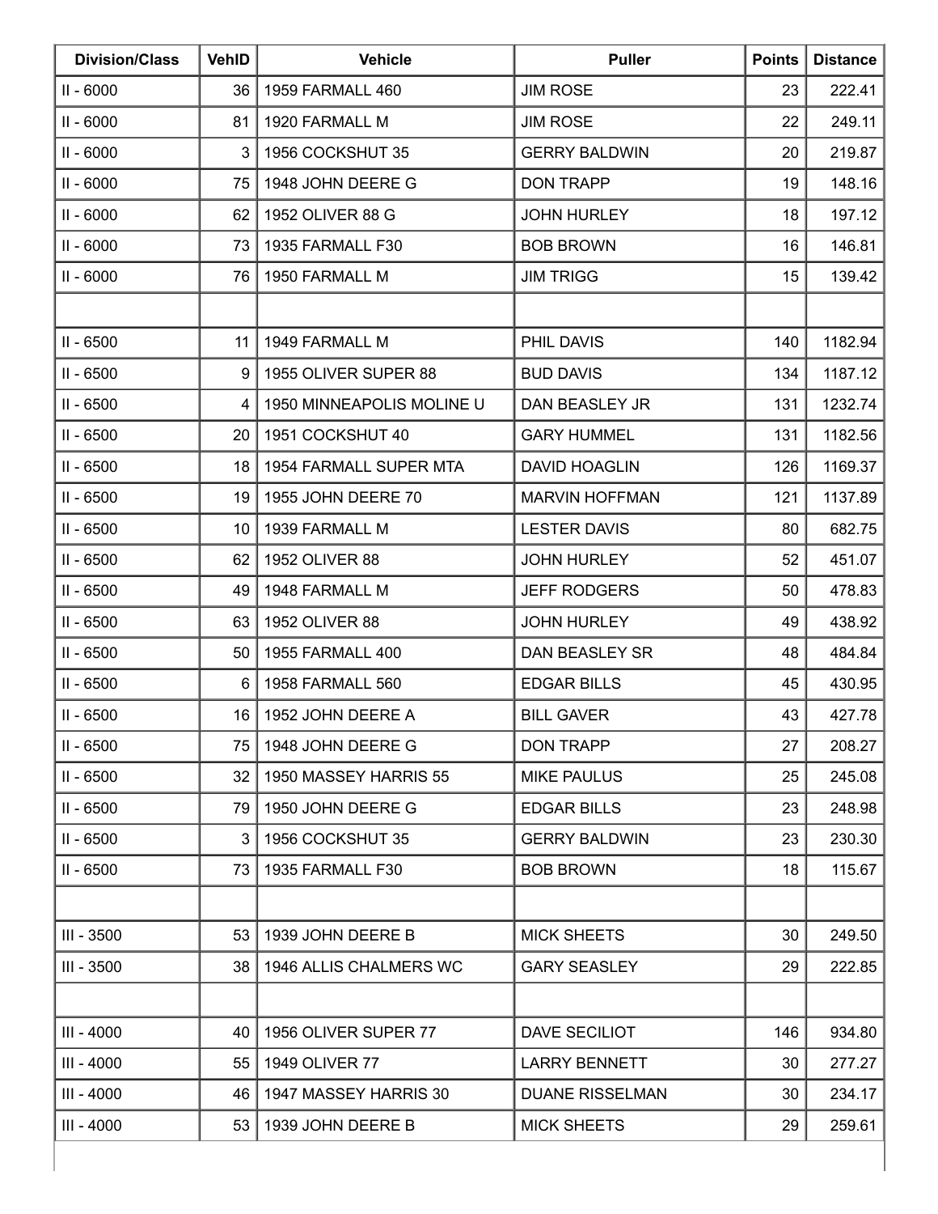| Division/Class | VehID | Vehicle | Puller | Points | Distance |
|---|---|---|---|---|---|
| II - 6000 | 36 | 1959 FARMALL 460 | JIM ROSE | 23 | 222.41 |
| II - 6000 | 81 | 1920 FARMALL M | JIM ROSE | 22 | 249.11 |
| II - 6000 | 3 | 1956 COCKSHUT 35 | GERRY BALDWIN | 20 | 219.87 |
| II - 6000 | 75 | 1948 JOHN DEERE G | DON TRAPP | 19 | 148.16 |
| II - 6000 | 62 | 1952 OLIVER 88 G | JOHN HURLEY | 18 | 197.12 |
| II - 6000 | 73 | 1935 FARMALL F30 | BOB BROWN | 16 | 146.81 |
| II - 6000 | 76 | 1950 FARMALL M | JIM TRIGG | 15 | 139.42 |
| | | | | | |
| II - 6500 | 11 | 1949 FARMALL M | PHIL DAVIS | 140 | 1182.94 |
| II - 6500 | 9 | 1955 OLIVER SUPER 88 | BUD DAVIS | 134 | 1187.12 |
| II - 6500 | 4 | 1950 MINNEAPOLIS MOLINE U | DAN BEASLEY JR | 131 | 1232.74 |
| II - 6500 | 20 | 1951 COCKSHUT 40 | GARY HUMMEL | 131 | 1182.56 |
| II - 6500 | 18 | 1954 FARMALL SUPER MTA | DAVID HOAGLIN | 126 | 1169.37 |
| II - 6500 | 19 | 1955 JOHN DEERE 70 | MARVIN HOFFMAN | 121 | 1137.89 |
| II - 6500 | 10 | 1939 FARMALL M | LESTER DAVIS | 80 | 682.75 |
| II - 6500 | 62 | 1952 OLIVER 88 | JOHN HURLEY | 52 | 451.07 |
| II - 6500 | 49 | 1948 FARMALL M | JEFF RODGERS | 50 | 478.83 |
| II - 6500 | 63 | 1952 OLIVER 88 | JOHN HURLEY | 49 | 438.92 |
| II - 6500 | 50 | 1955 FARMALL 400 | DAN BEASLEY SR | 48 | 484.84 |
| II - 6500 | 6 | 1958 FARMALL 560 | EDGAR BILLS | 45 | 430.95 |
| II - 6500 | 16 | 1952 JOHN DEERE A | BILL GAVER | 43 | 427.78 |
| II - 6500 | 75 | 1948 JOHN DEERE G | DON TRAPP | 27 | 208.27 |
| II - 6500 | 32 | 1950 MASSEY HARRIS 55 | MIKE PAULUS | 25 | 245.08 |
| II - 6500 | 79 | 1950 JOHN DEERE G | EDGAR BILLS | 23 | 248.98 |
| II - 6500 | 3 | 1956 COCKSHUT 35 | GERRY BALDWIN | 23 | 230.30 |
| II - 6500 | 73 | 1935 FARMALL F30 | BOB BROWN | 18 | 115.67 |
| | | | | | |
| III - 3500 | 53 | 1939 JOHN DEERE B | MICK SHEETS | 30 | 249.50 |
| III - 3500 | 38 | 1946 ALLIS CHALMERS WC | GARY SEASLEY | 29 | 222.85 |
| | | | | | |
| III - 4000 | 40 | 1956 OLIVER SUPER 77 | DAVE SECILIOT | 146 | 934.80 |
| III - 4000 | 55 | 1949 OLIVER 77 | LARRY BENNETT | 30 | 277.27 |
| III - 4000 | 46 | 1947 MASSEY HARRIS 30 | DUANE RISSELMAN | 30 | 234.17 |
| III - 4000 | 53 | 1939 JOHN DEERE B | MICK SHEETS | 29 | 259.61 |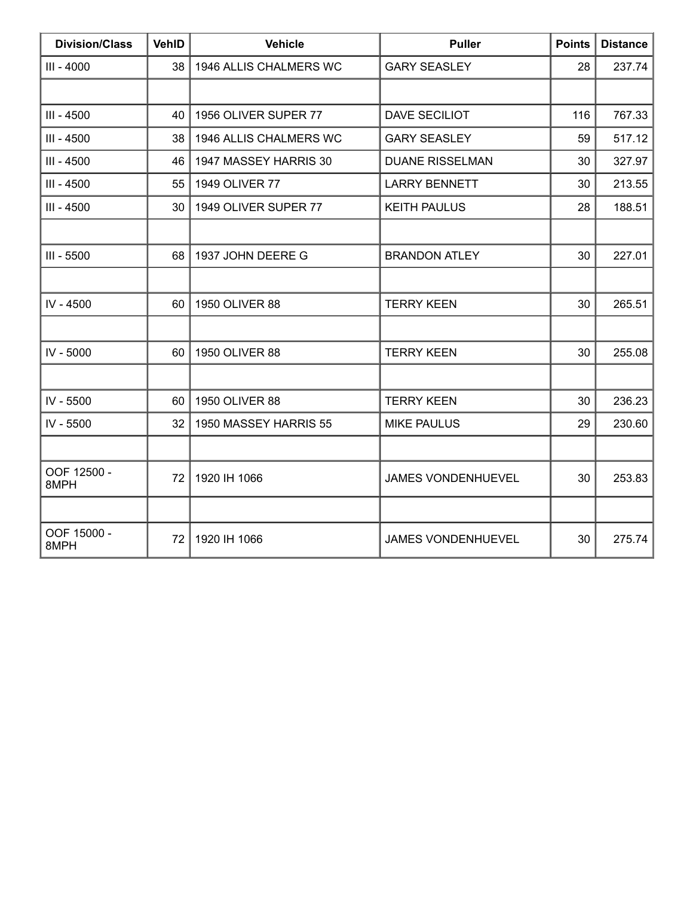| Division/Class | VehID | Vehicle | Puller | Points | Distance |
|---|---|---|---|---|---|
| III - 4000 | 38 | 1946 ALLIS CHALMERS WC | GARY SEASLEY | 28 | 237.74 |
| | | | | | |
| III - 4500 | 40 | 1956 OLIVER SUPER 77 | DAVE SECILIOT | 116 | 767.33 |
| III - 4500 | 38 | 1946 ALLIS CHALMERS WC | GARY SEASLEY | 59 | 517.12 |
| III - 4500 | 46 | 1947 MASSEY HARRIS 30 | DUANE RISSELMAN | 30 | 327.97 |
| III - 4500 | 55 | 1949 OLIVER 77 | LARRY BENNETT | 30 | 213.55 |
| III - 4500 | 30 | 1949 OLIVER SUPER 77 | KEITH PAULUS | 28 | 188.51 |
| | | | | | |
| III - 5500 | 68 | 1937 JOHN DEERE G | BRANDON ATLEY | 30 | 227.01 |
| | | | | | |
| IV - 4500 | 60 | 1950 OLIVER 88 | TERRY KEEN | 30 | 265.51 |
| | | | | | |
| IV - 5000 | 60 | 1950 OLIVER 88 | TERRY KEEN | 30 | 255.08 |
| | | | | | |
| IV - 5500 | 60 | 1950 OLIVER 88 | TERRY KEEN | 30 | 236.23 |
| IV - 5500 | 32 | 1950 MASSEY HARRIS 55 | MIKE PAULUS | 29 | 230.60 |
| | | | | | |
| OOF 12500 - 8MPH | 72 | 1920 IH 1066 | JAMES VONDENHUEVEL | 30 | 253.83 |
| | | | | | |
| OOF 15000 - 8MPH | 72 | 1920 IH 1066 | JAMES VONDENHUEVEL | 30 | 275.74 |